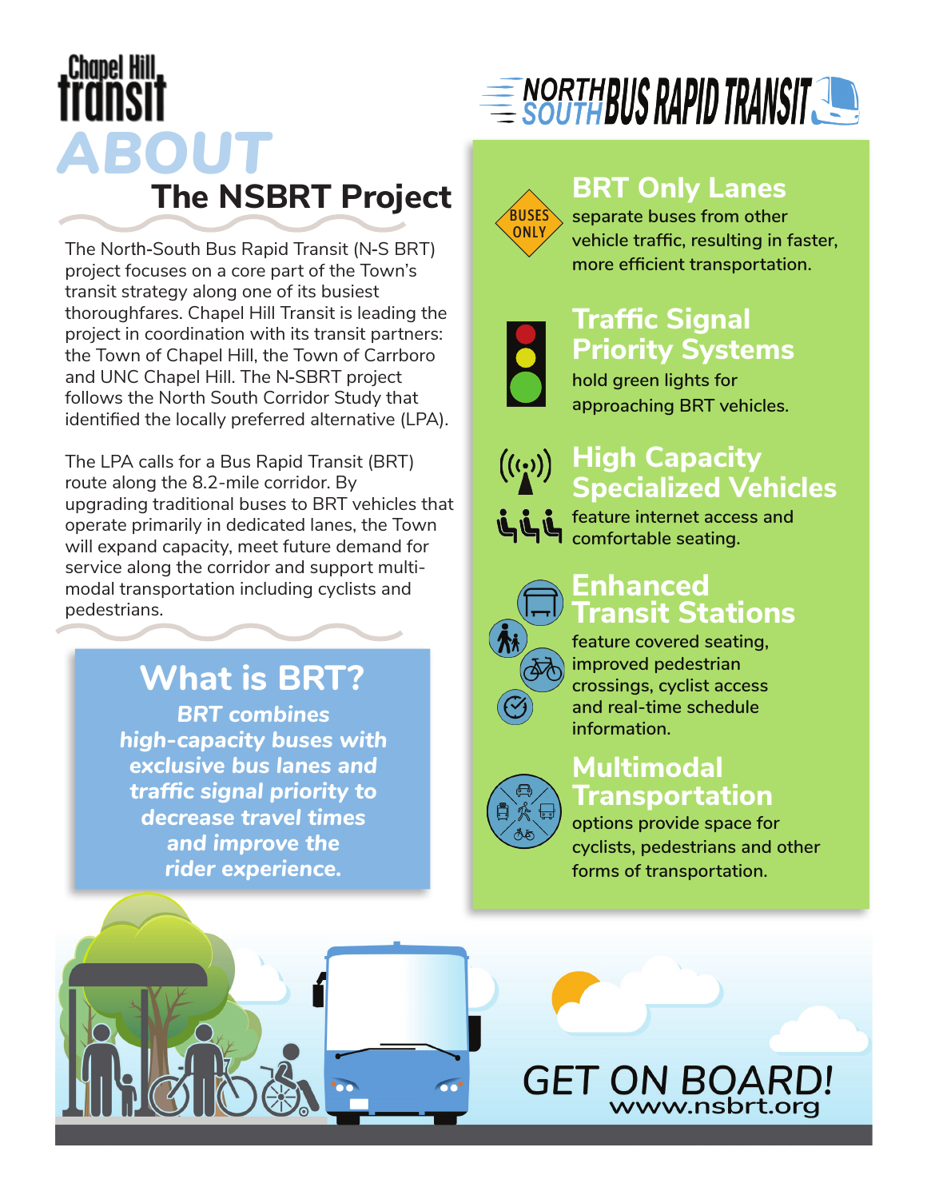Chapel Hill Transit

# ABOUT The NSBRT Project

The North-South Bus Rapid Transit (N-S BRT) project focuses on a core part of the Town's transit strategy along one of its busiest thoroughfares. Chapel Hill Transit is leading the project in coordination with its transit partners: the Town of Chapel Hill, the Town of Carrboro and UNC Chapel Hill. The N-SBRT project follows the North South Corridor Study that identified the locally preferred alternative (LPA).

The LPA calls for a Bus Rapid Transit (BRT) route along the 8.2-mile corridor. By upgrading traditional buses to BRT vehicles that operate primarily in dedicated lanes, the Town will expand capacity, meet future demand for service along the corridor and support multi-modal transportation including cyclists and pedestrians.

## What is BRT?

***BRT combines high-capacity buses with exclusive bus lanes and traffic signal priority to decrease travel times and improve the rider experience.***

# NORTH SOUTH BUS RAPID TRANSIT

BUSES ONLY

### BRT Only Lanes

separate buses from other vehicle traffic, resulting in faster, more efficient transportation.

### Traffic Signal Priority Systems

hold green lights for approaching BRT vehicles.

### High Capacity Specialized Vehicles

feature internet access and comfortable seating.

### Enhanced Transit Stations

feature covered seating, improved pedestrian crossings, cyclist access and real-time schedule information.

### Multimodal Transportation

options provide space for cyclists, pedestrians and other forms of transportation.

GET ON BOARD!
www.nsbrt.org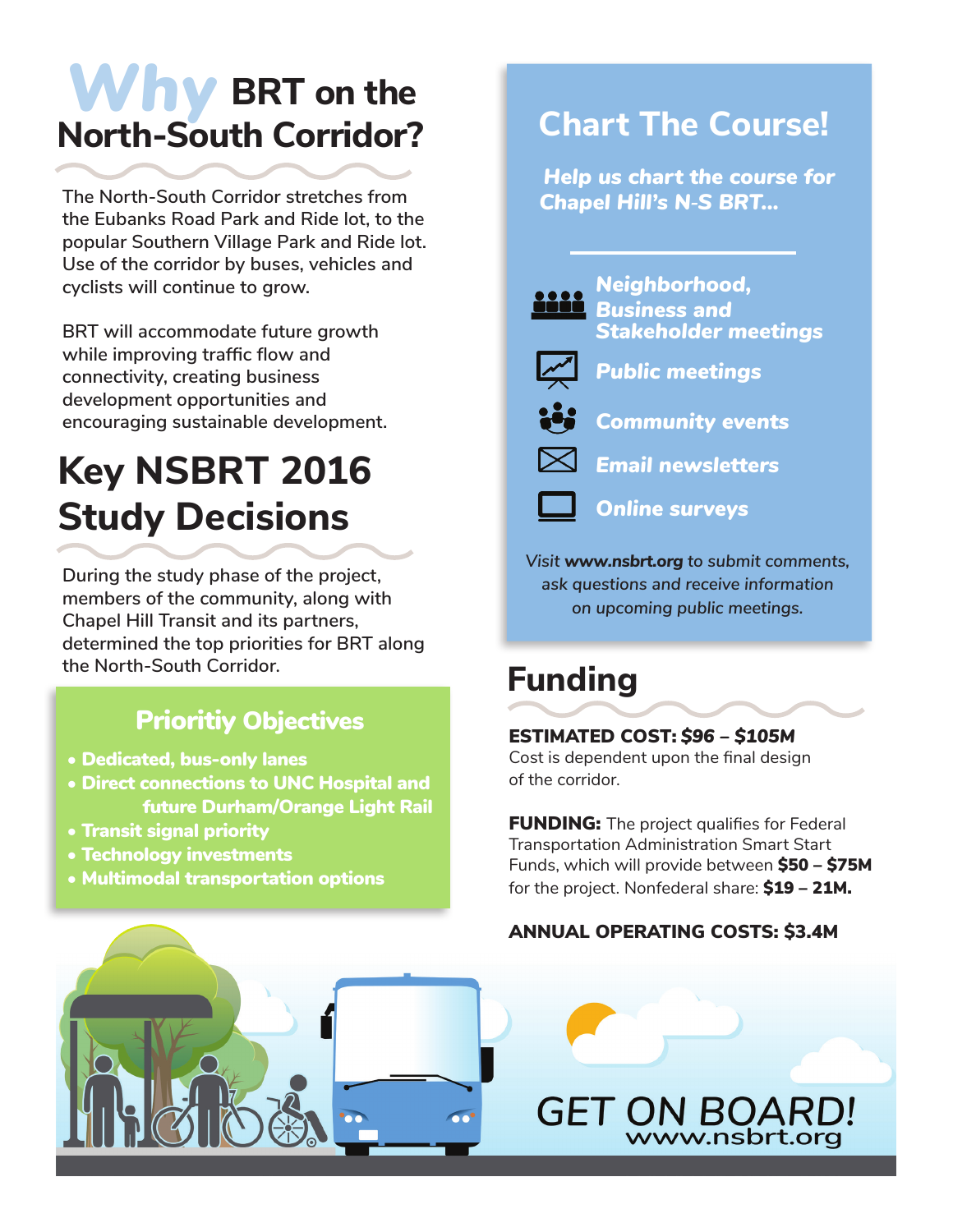# Why BRT on the North-South Corridor?

The North-South Corridor stretches from the Eubanks Road Park and Ride lot, to the popular Southern Village Park and Ride lot. Use of the corridor by buses, vehicles and cyclists will continue to grow.

BRT will accommodate future growth while improving traffic flow and connectivity, creating business development opportunities and encouraging sustainable development.

# Key NSBRT 2016 Study Decisions

During the study phase of the project, members of the community, along with Chapel Hill Transit and its partners, determined the top priorities for BRT along the North-South Corridor.

## Prioritiy Objectives

- **Dedicated, bus-only lanes**
- **Direct connections to UNC Hospital and future Durham/Orange Light Rail**
- **Transit signal priority**
- **Technology investments**
- **Multimodal transportation options**

# Chart The Course!

***Help us chart the course for Chapel Hill's N-S BRT...***

- ***Neighborhood, Business and Stakeholder meetings***
- ***Public meetings***
- ***Community events***
- ***Email newsletters***
- ***Online surveys***

*Visit **www.nsbrt.org** to submit comments, ask questions and receive information on upcoming public meetings.*

# Funding

**ESTIMATED COST: $96 – $105M**
Cost is dependent upon the final design of the corridor.

**FUNDING:** The project qualifies for Federal Transportation Administration Smart Start Funds, which will provide between **$50 – $75M** for the project. Nonfederal share: **$19 – 21M.**

**ANNUAL OPERATING COSTS: $3.4M**

GET ON BOARD!
www.nsbrt.org